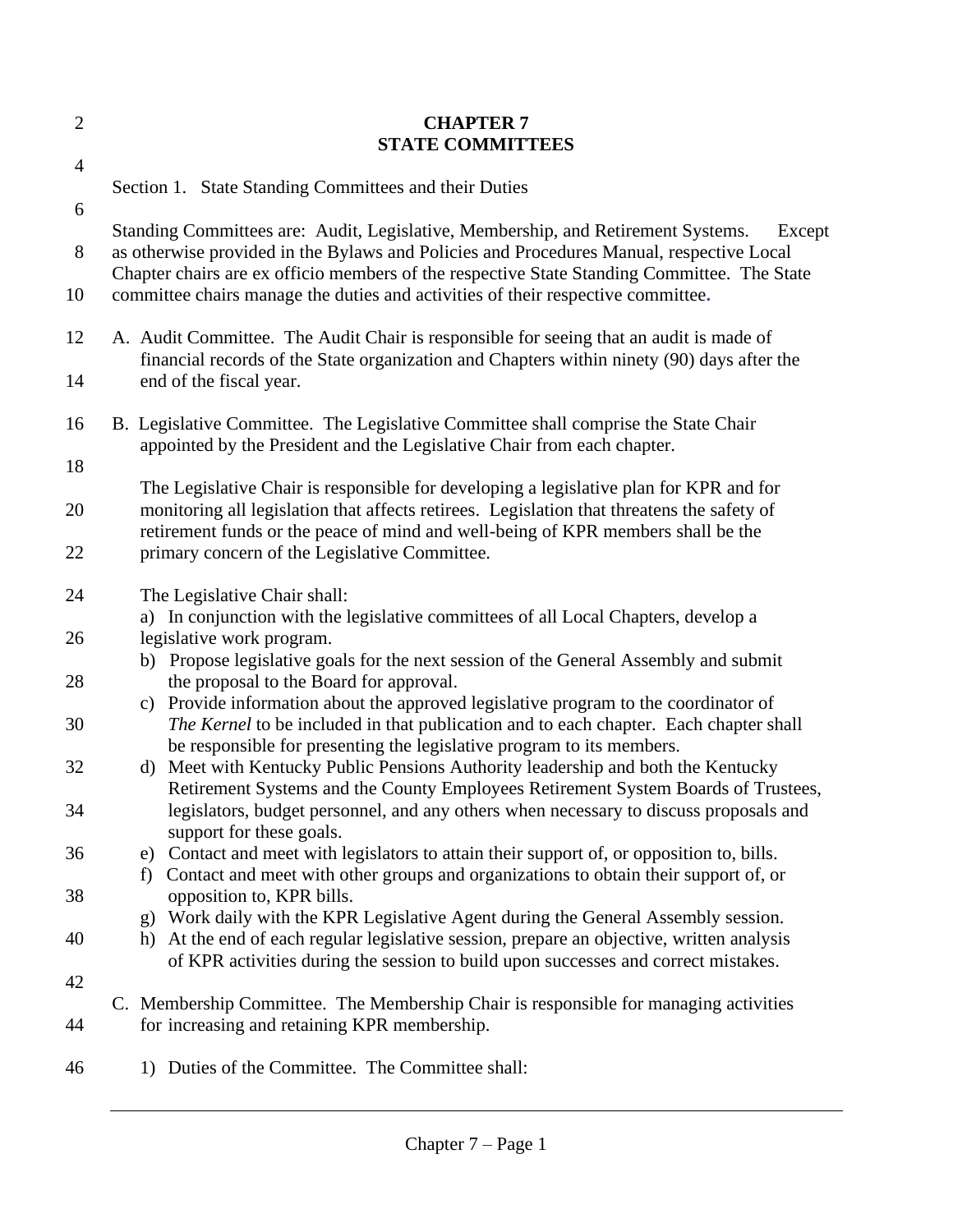# CHAPTER 7
# STATE COMMITTEES

## Section 1. State Standing Committees and their Duties

Standing Committees are: Audit, Legislative, Membership, and Retirement Systems. Except as otherwise provided in the Bylaws and Policies and Procedures Manual, respective Local Chapter chairs are ex officio members of the respective State Standing Committee. The State committee chairs manage the duties and activities of their respective committee.

A. Audit Committee. The Audit Chair is responsible for seeing that an audit is made of financial records of the State organization and Chapters within ninety (90) days after the end of the fiscal year.

B. Legislative Committee. The Legislative Committee shall comprise the State Chair appointed by the President and the Legislative Chair from each chapter.

The Legislative Chair is responsible for developing a legislative plan for KPR and for monitoring all legislation that affects retirees. Legislation that threatens the safety of retirement funds or the peace of mind and well-being of KPR members shall be the primary concern of the Legislative Committee.

The Legislative Chair shall:

a) In conjunction with the legislative committees of all Local Chapters, develop a legislative work program.
b) Propose legislative goals for the next session of the General Assembly and submit the proposal to the Board for approval.
c) Provide information about the approved legislative program to the coordinator of *The Kernel* to be included in that publication and to each chapter. Each chapter shall be responsible for presenting the legislative program to its members.
d) Meet with Kentucky Public Pensions Authority leadership and both the Kentucky Retirement Systems and the County Employees Retirement System Boards of Trustees, legislators, budget personnel, and any others when necessary to discuss proposals and support for these goals.
e) Contact and meet with legislators to attain their support of, or opposition to, bills.
f) Contact and meet with other groups and organizations to obtain their support of, or opposition to, KPR bills.
g) Work daily with the KPR Legislative Agent during the General Assembly session.
h) At the end of each regular legislative session, prepare an objective, written analysis of KPR activities during the session to build upon successes and correct mistakes.

C. Membership Committee. The Membership Chair is responsible for managing activities for increasing and retaining KPR membership.

1) Duties of the Committee. The Committee shall: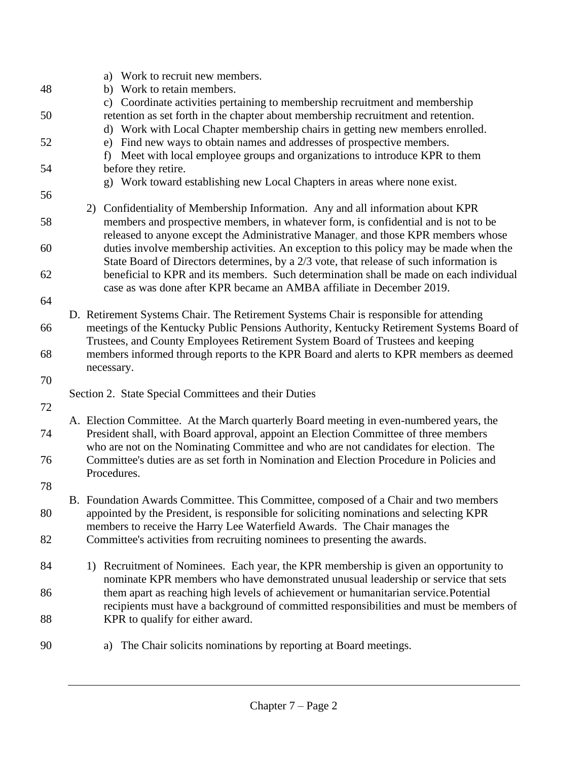a) Work to recruit new members.
b) Work to retain members.
c) Coordinate activities pertaining to membership recruitment and membership retention as set forth in the chapter about membership recruitment and retention.
d) Work with Local Chapter membership chairs in getting new members enrolled.
e) Find new ways to obtain names and addresses of prospective members.
f) Meet with local employee groups and organizations to introduce KPR to them before they retire.
g) Work toward establishing new Local Chapters in areas where none exist.

2) Confidentiality of Membership Information. Any and all information about KPR members and prospective members, in whatever form, is confidential and is not to be released to anyone except the Administrative Manager, and those KPR members whose duties involve membership activities. An exception to this policy may be made when the State Board of Directors determines, by a 2/3 vote, that release of such information is beneficial to KPR and its members. Such determination shall be made on each individual case as was done after KPR became an AMBA affiliate in December 2019.

D. Retirement Systems Chair. The Retirement Systems Chair is responsible for attending meetings of the Kentucky Public Pensions Authority, Kentucky Retirement Systems Board of Trustees, and County Employees Retirement System Board of Trustees and keeping members informed through reports to the KPR Board and alerts to KPR members as deemed necessary.

Section 2. State Special Committees and their Duties

A. Election Committee. At the March quarterly Board meeting in even-numbered years, the President shall, with Board approval, appoint an Election Committee of three members who are not on the Nominating Committee and who are not candidates for election. The Committee's duties are as set forth in Nomination and Election Procedure in Policies and Procedures.

B. Foundation Awards Committee. This Committee, composed of a Chair and two members appointed by the President, is responsible for soliciting nominations and selecting KPR members to receive the Harry Lee Waterfield Awards. The Chair manages the Committee's activities from recruiting nominees to presenting the awards.

1) Recruitment of Nominees. Each year, the KPR membership is given an opportunity to nominate KPR members who have demonstrated unusual leadership or service that sets them apart as reaching high levels of achievement or humanitarian service.Potential recipients must have a background of committed responsibilities and must be members of KPR to qualify for either award.

a) The Chair solicits nominations by reporting at Board meetings.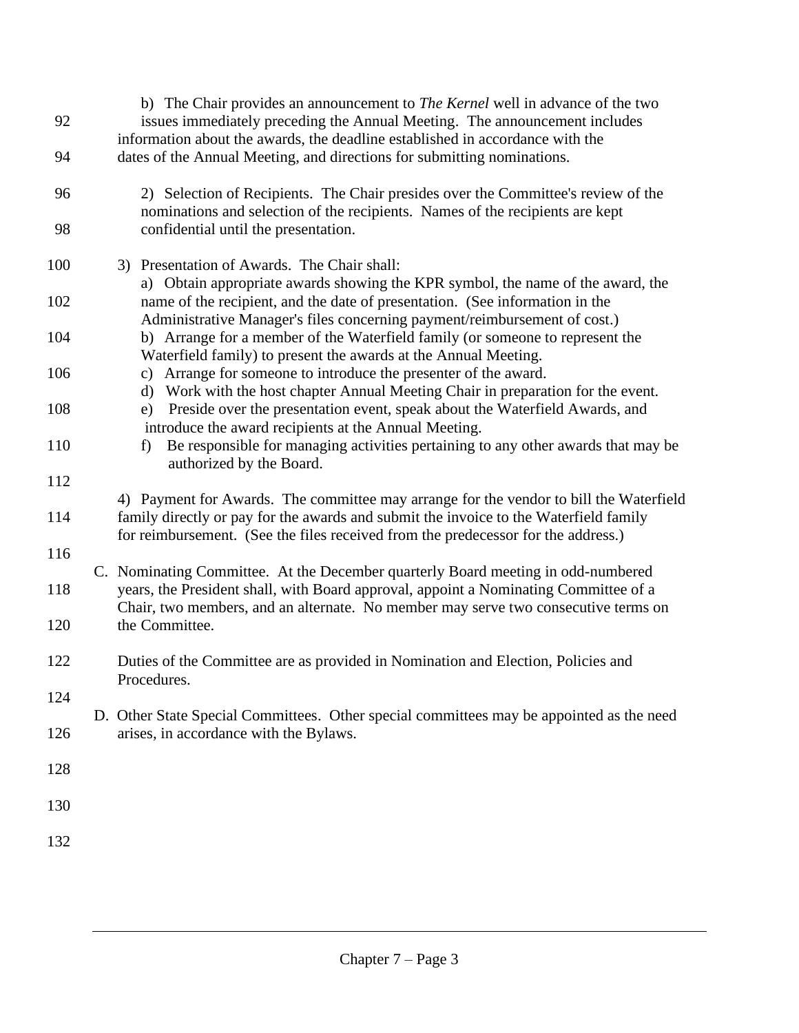b) The Chair provides an announcement to *The Kernel* well in advance of the two issues immediately preceding the Annual Meeting. The announcement includes information about the awards, the deadline established in accordance with the dates of the Annual Meeting, and directions for submitting nominations.

2) Selection of Recipients. The Chair presides over the Committee's review of the nominations and selection of the recipients. Names of the recipients are kept confidential until the presentation.

3) Presentation of Awards. The Chair shall:

a) Obtain appropriate awards showing the KPR symbol, the name of the award, the name of the recipient, and the date of presentation. (See information in the Administrative Manager's files concerning payment/reimbursement of cost.)

b) Arrange for a member of the Waterfield family (or someone to represent the Waterfield family) to present the awards at the Annual Meeting.

c) Arrange for someone to introduce the presenter of the award.

d) Work with the host chapter Annual Meeting Chair in preparation for the event.

e) Preside over the presentation event, speak about the Waterfield Awards, and introduce the award recipients at the Annual Meeting.

f) Be responsible for managing activities pertaining to any other awards that may be authorized by the Board.

4) Payment for Awards. The committee may arrange for the vendor to bill the Waterfield family directly or pay for the awards and submit the invoice to the Waterfield family for reimbursement. (See the files received from the predecessor for the address.)

C. Nominating Committee. At the December quarterly Board meeting in odd-numbered years, the President shall, with Board approval, appoint a Nominating Committee of a Chair, two members, and an alternate. No member may serve two consecutive terms on the Committee.

Duties of the Committee are as provided in Nomination and Election, Policies and Procedures.

D. Other State Special Committees. Other special committees may be appointed as the need arises, in accordance with the Bylaws.